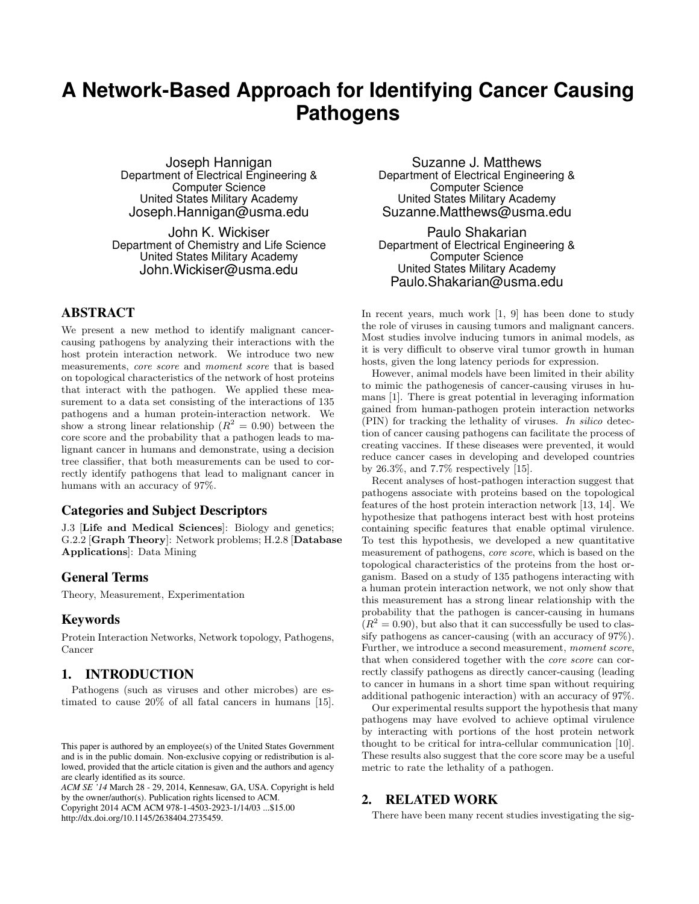# A Network-Based Approach for Identifying Cancer Causing Pathogens

Joseph Hannigan
Department of Electrical Engineering & Computer Science
United States Military Academy
Joseph.Hannigan@usma.edu

Suzanne J. Matthews
Department of Electrical Engineering & Computer Science
United States Military Academy
Suzanne.Matthews@usma.edu

John K. Wickiser
Department of Chemistry and Life Science
United States Military Academy
John.Wickiser@usma.edu

Paulo Shakarian
Department of Electrical Engineering & Computer Science
United States Military Academy
Paulo.Shakarian@usma.edu

## ABSTRACT

We present a new method to identify malignant cancer-causing pathogens by analyzing their interactions with the host protein interaction network. We introduce two new measurements, *core score* and *moment score* that is based on topological characteristics of the network of host proteins that interact with the pathogen. We applied these measurement to a data set consisting of the interactions of 135 pathogens and a human protein-interaction network. We show a strong linear relationship ($R^2 = 0.90$) between the core score and the probability that a pathogen leads to malignant cancer in humans and demonstrate, using a decision tree classifier, that both measurements can be used to correctly identify pathogens that lead to malignant cancer in humans with an accuracy of 97%.

### Categories and Subject Descriptors

J.3 [**Life and Medical Sciences**]: Biology and genetics; G.2.2 [**Graph Theory**]: Network problems; H.2.8 [**Database Applications**]: Data Mining

### General Terms

Theory, Measurement, Experimentation

### Keywords

Protein Interaction Networks, Network topology, Pathogens, Cancer

## 1. INTRODUCTION

Pathogens (such as viruses and other microbes) are estimated to cause 20% of all fatal cancers in humans [15]. In recent years, much work [1, 9] has been done to study the role of viruses in causing tumors and malignant cancers. Most studies involve inducing tumors in animal models, as it is very difficult to observe viral tumor growth in human hosts, given the long latency periods for expression.

However, animal models have been limited in their ability to mimic the pathogenesis of cancer-causing viruses in humans [1]. There is great potential in leveraging information gained from human-pathogen protein interaction networks (PIN) for tracking the lethality of viruses. *In silico* detection of cancer causing pathogens can facilitate the process of creating vaccines. If these diseases were prevented, it would reduce cancer cases in developing and developed countries by 26.3%, and 7.7% respectively [15].

Recent analyses of host-pathogen interaction suggest that pathogens associate with proteins based on the topological features of the host protein interaction network [13, 14]. We hypothesize that pathogens interact best with host proteins containing specific features that enable optimal virulence. To test this hypothesis, we developed a new quantitative measurement of pathogens, *core score*, which is based on the topological characteristics of the proteins from the host organism. Based on a study of 135 pathogens interacting with a human protein interaction network, we not only show that this measurement has a strong linear relationship with the probability that the pathogen is cancer-causing in humans ($R^2 = 0.90$), but also that it can successfully be used to classify pathogens as cancer-causing (with an accuracy of 97%). Further, we introduce a second measurement, *moment score*, that when considered together with the *core score* can correctly classify pathogens as directly cancer-causing (leading to cancer in humans in a short time span without requiring additional pathogenic interaction) with an accuracy of 97%.

Our experimental results support the hypothesis that many pathogens may have evolved to achieve optimal virulence by interacting with portions of the host protein network thought to be critical for intra-cellular communication [10]. These results also suggest that the core score may be a useful metric to rate the lethality of a pathogen.

This paper is authored by an employee(s) of the United States Government and is in the public domain. Non-exclusive copying or redistribution is allowed, provided that the article citation is given and the authors and agency are clearly identified as its source.
*ACM SE '14* March 28 - 29, 2014, Kennesaw, GA, USA. Copyright is held by the owner/author(s). Publication rights licensed to ACM.
Copyright 2014 ACM ACM 978-1-4503-2923-1/14/03 ...$15.00
http://dx.doi.org/10.1145/2638404.2735459.

## 2. RELATED WORK

There have been many recent studies investigating the sig-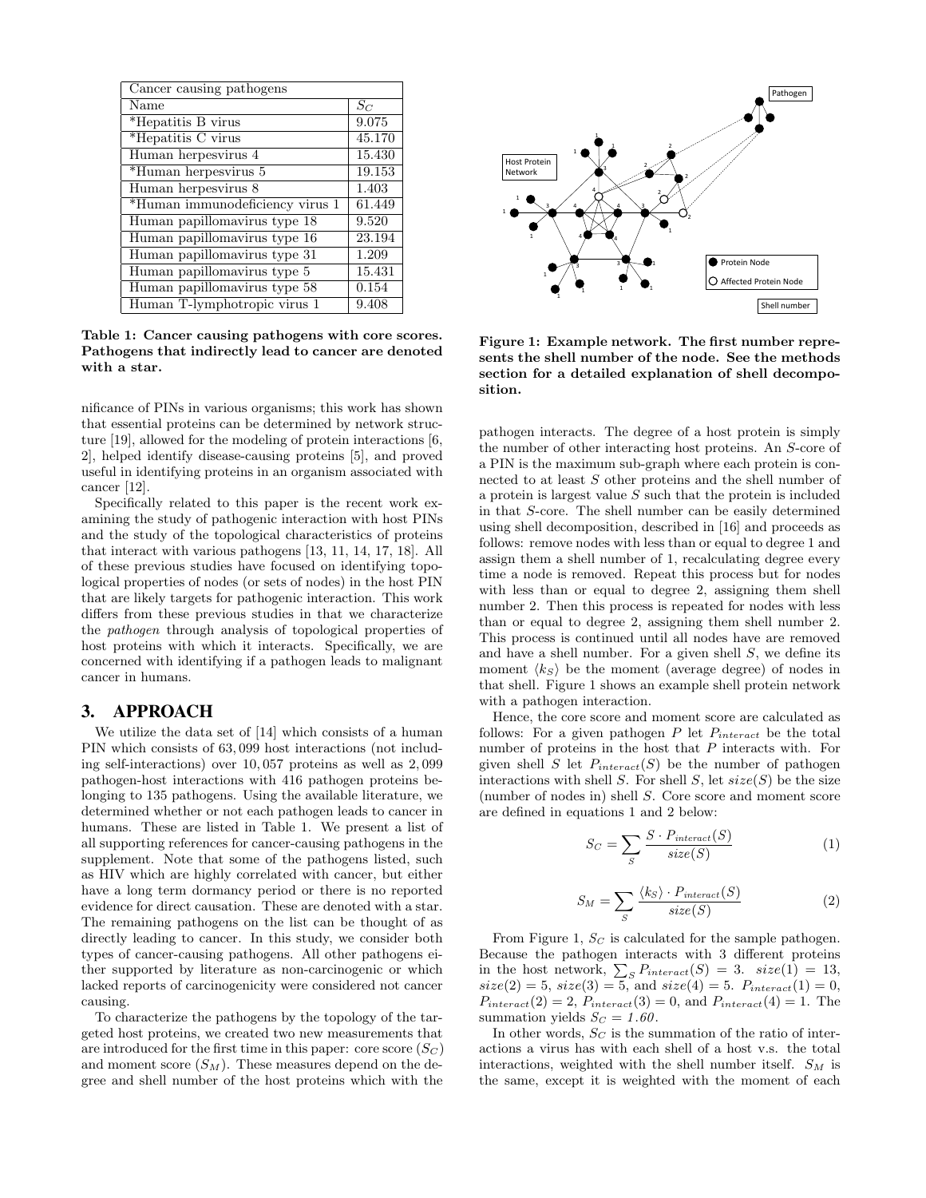| Cancer causing pathogens | |
|---|---|
| Name | $S_C$ |
| *Hepatitis B virus | 9.075 |
| *Hepatitis C virus | 45.170 |
| Human herpesvirus 4 | 15.430 |
| *Human herpesvirus 5 | 19.153 |
| Human herpesvirus 8 | 1.403 |
| *Human immunodeficiency virus 1 | 61.449 |
| Human papillomavirus type 18 | 9.520 |
| Human papillomavirus type 16 | 23.194 |
| Human papillomavirus type 31 | 1.209 |
| Human papillomavirus type 5 | 15.431 |
| Human papillomavirus type 58 | 0.154 |
| Human T-lymphotropic virus 1 | 9.408 |

**Table 1: Cancer causing pathogens with core scores. Pathogens that indirectly lead to cancer are denoted with a star.**

nificance of PINs in various organisms; this work has shown that essential proteins can be determined by network structure [19], allowed for the modeling of protein interactions [6, 2], helped identify disease-causing proteins [5], and proved useful in identifying proteins in an organism associated with cancer [12].

Specifically related to this paper is the recent work examining the study of pathogenic interaction with host PINs and the study of the topological characteristics of proteins that interact with various pathogens [13, 11, 14, 17, 18]. All of these previous studies have focused on identifying topological properties of nodes (or sets of nodes) in the host PIN that are likely targets for pathogenic interaction. This work differs from these previous studies in that we characterize the *pathogen* through analysis of topological properties of host proteins with which it interacts. Specifically, we are concerned with identifying if a pathogen leads to malignant cancer in humans.

## 3. APPROACH

We utilize the data set of [14] which consists of a human PIN which consists of 63,099 host interactions (not including self-interactions) over 10,057 proteins as well as 2,099 pathogen-host interactions with 416 pathogen proteins belonging to 135 pathogens. Using the available literature, we determined whether or not each pathogen leads to cancer in humans. These are listed in Table 1. We present a list of all supporting references for cancer-causing pathogens in the supplement. Note that some of the pathogens listed, such as HIV which are highly correlated with cancer, but either have a long term dormancy period or there is no reported evidence for direct causation. These are denoted with a star. The remaining pathogens on the list can be thought of as directly leading to cancer. In this study, we consider both types of cancer-causing pathogens. All other pathogens either supported by literature as non-carcinogenic or which lacked reports of carcinogenicity were considered not cancer causing.

To characterize the pathogens by the topology of the targeted host proteins, we created two new measurements that are introduced for the first time in this paper: core score ($S_C$) and moment score ($S_M$). These measures depend on the degree and shell number of the host proteins which with the

**Figure 1: Example network. The first number represents the shell number of the node. See the methods section for a detailed explanation of shell decomposition.**

pathogen interacts. The degree of a host protein is simply the number of other interacting host proteins. An $S$-core of a PIN is the maximum sub-graph where each protein is connected to at least $S$ other proteins and the shell number of a protein is largest value $S$ such that the protein is included in that $S$-core. The shell number can be easily determined using shell decomposition, described in [16] and proceeds as follows: remove nodes with less than or equal to degree 1 and assign them a shell number of 1, recalculating degree every time a node is removed. Repeat this process but for nodes with less than or equal to degree 2, assigning them shell number 2. Then this process is repeated for nodes with less than or equal to degree 2, assigning them shell number 2. This process is continued until all nodes have are removed and have a shell number. For a given shell $S$, we define its moment $\langle k_S \rangle$ be the moment (average degree) of nodes in that shell. Figure 1 shows an example shell protein network with a pathogen interaction.

Hence, the core score and moment score are calculated as follows: For a given pathogen $P$ let $P_{interact}$ be the total number of proteins in the host that $P$ interacts with. For given shell $S$ let $P_{interact}(S)$ be the number of pathogen interactions with shell $S$. For shell $S$, let $size(S)$ be the size (number of nodes in) shell $S$. Core score and moment score are defined in equations 1 and 2 below:

$$S_C = \sum_S \frac{S \cdot P_{interact}(S)}{size(S)} \tag{1}$$

$$S_M = \sum_S \frac{\langle k_S \rangle \cdot P_{interact}(S)}{size(S)} \tag{2}$$

From Figure 1, $S_C$ is calculated for the sample pathogen. Because the pathogen interacts with 3 different proteins in the host network, $\sum_S P_{interact}(S) = 3$. $size(1) = 13$, $size(2) = 5$, $size(3) = 5$, and $size(4) = 5$. $P_{interact}(1) = 0$, $P_{interact}(2) = 2$, $P_{interact}(3) = 0$, and $P_{interact}(4) = 1$. The summation yields $S_C = 1.60$.

In other words, $S_C$ is the summation of the ratio of interactions a virus has with each shell of a host v.s. the total interactions, weighted with the shell number itself. $S_M$ is the same, except it is weighted with the moment of each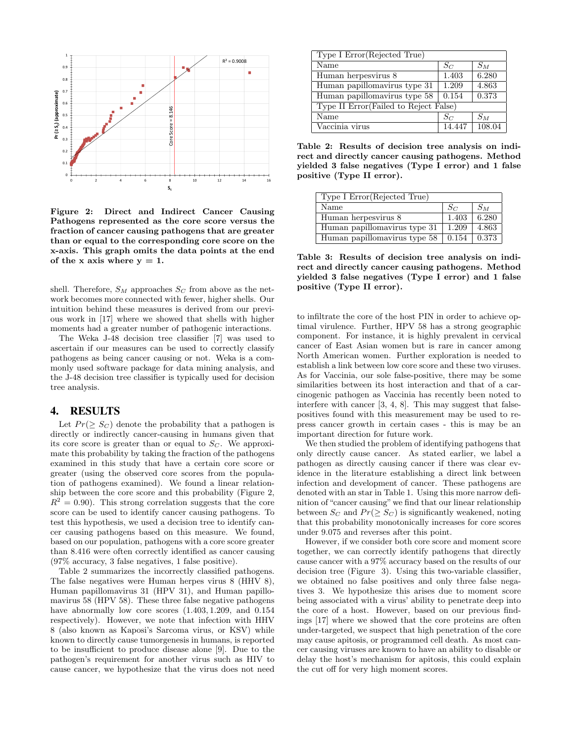**Figure 2: Direct and Indirect Cancer Causing Pathogens represented as the core score versus the fraction of cancer causing pathogens that are greater than or equal to the corresponding core score on the x-axis. This graph omits the data points at the end of the x axis where y = 1.**

shell. Therefore, $S_M$ approaches $S_C$ from above as the network becomes more connected with fewer, higher shells. Our intuition behind these measures is derived from our previous work in [17] where we showed that shells with higher moments had a greater number of pathogenic interactions.

The Weka J-48 decision tree classifier [7] was used to ascertain if our measures can be used to correctly classify pathogens as being cancer causing or not. Weka is a commonly used software package for data mining analysis, and the J-48 decision tree classifier is typically used for decision tree analysis.

## 4. RESULTS

Let $Pr(\geq S_C)$ denote the probability that a pathogen is directly or indirectly cancer-causing in humans given that its core score is greater than or equal to $S_C$. We approximate this probability by taking the fraction of the pathogens examined in this study that have a certain core score or greater (using the observed core scores from the population of pathogens examined). We found a linear relationship between the core score and this probability (Figure 2, $R^2 = 0.90$). This strong correlation suggests that the core score can be used to identify cancer causing pathogens. To test this hypothesis, we used a decision tree to identify cancer causing pathogens based on this measure. We found, based on our population, pathogens with a core score greater than 8.416 were often correctly identified as cancer causing (97% accuracy, 3 false negatives, 1 false positive).

Table 2 summarizes the incorrectly classified pathogens. The false negatives were Human herpes virus 8 (HHV 8), Human papillomavirus 31 (HPV 31), and Human papillomavirus 58 (HPV 58). These three false negative pathogens have abnormally low core scores $(1.403, 1.209,$ and $0.154$ respectively). However, we note that infection with HHV 8 (also known as Kaposi's Sarcoma virus, or KSV) while known to directly cause tumorgenesis in humans, is reported to be insufficient to produce disease alone [9]. Due to the pathogen's requirement for another virus such as HIV to cause cancer, we hypothesize that the virus does not need

| Type I Error(Rejected True) | | |
|---|---|---|
| Name | $S_C$ | $S_M$ |
| Human herpesvirus 8 | 1.403 | 6.280 |
| Human papillomavirus type 31 | 1.209 | 4.863 |
| Human papillomavirus type 58 | 0.154 | 0.373 |
| Type II Error(Failed to Reject False) | | |
| Name | $S_C$ | $S_M$ |
| Vaccinia virus | 14.447 | 108.04 |

**Table 2: Results of decision tree analysis on indirect and directly cancer causing pathogens. Method yielded 3 false negatives (Type I error) and 1 false positive (Type II error).**

| Type I Error(Rejected True) | | |
|---|---|---|
| Name | $S_C$ | $S_M$ |
| Human herpesvirus 8 | 1.403 | 6.280 |
| Human papillomavirus type 31 | 1.209 | 4.863 |
| Human papillomavirus type 58 | 0.154 | 0.373 |

**Table 3: Results of decision tree analysis on indirect and directly cancer causing pathogens. Method yielded 3 false negatives (Type I error) and 1 false positive (Type II error).**

to infiltrate the core of the host PIN in order to achieve optimal virulence. Further, HPV 58 has a strong geographic component. For instance, it is highly prevalent in cervical cancer of East Asian women but is rare in cancer among North American women. Further exploration is needed to establish a link between low core score and these two viruses. As for Vaccinia, our sole false-positive, there may be some similarities between its host interaction and that of a carcinogenic pathogen as Vaccinia has recently been noted to interfere with cancer [3, 4, 8]. This may suggest that false-positives found with this measurement may be used to repress cancer growth in certain cases - this is may be an important direction for future work.

We then studied the problem of identifying pathogens that only directly cause cancer. As stated earlier, we label a pathogen as directly causing cancer if there was clear evidence in the literature establishing a direct link between infection and development of cancer. These pathogens are denoted with an star in Table 1. Using this more narrow definition of "cancer causing" we find that our linear relationship between $S_C$ and $Pr(\geq S_C)$ is significantly weakened, noting that this probability monotonically increases for core scores under 9.075 and reverses after this point.

However, if we consider both core score and moment score together, we can correctly identify pathogens that directly cause cancer with a 97% accuracy based on the results of our decision tree (Figure 3). Using this two-variable classifier, we obtained no false positives and only three false negatives 3. We hypothesize this arises due to moment score being associated with a virus' ability to penetrate deep into the core of a host. However, based on our previous findings [17] where we showed that the core proteins are often under-targeted, we suspect that high penetration of the core may cause apitosis, or programmed cell death. As most cancer causing viruses are known to have an ability to disable or delay the host's mechanism for apitosis, this could explain the cut off for very high moment scores.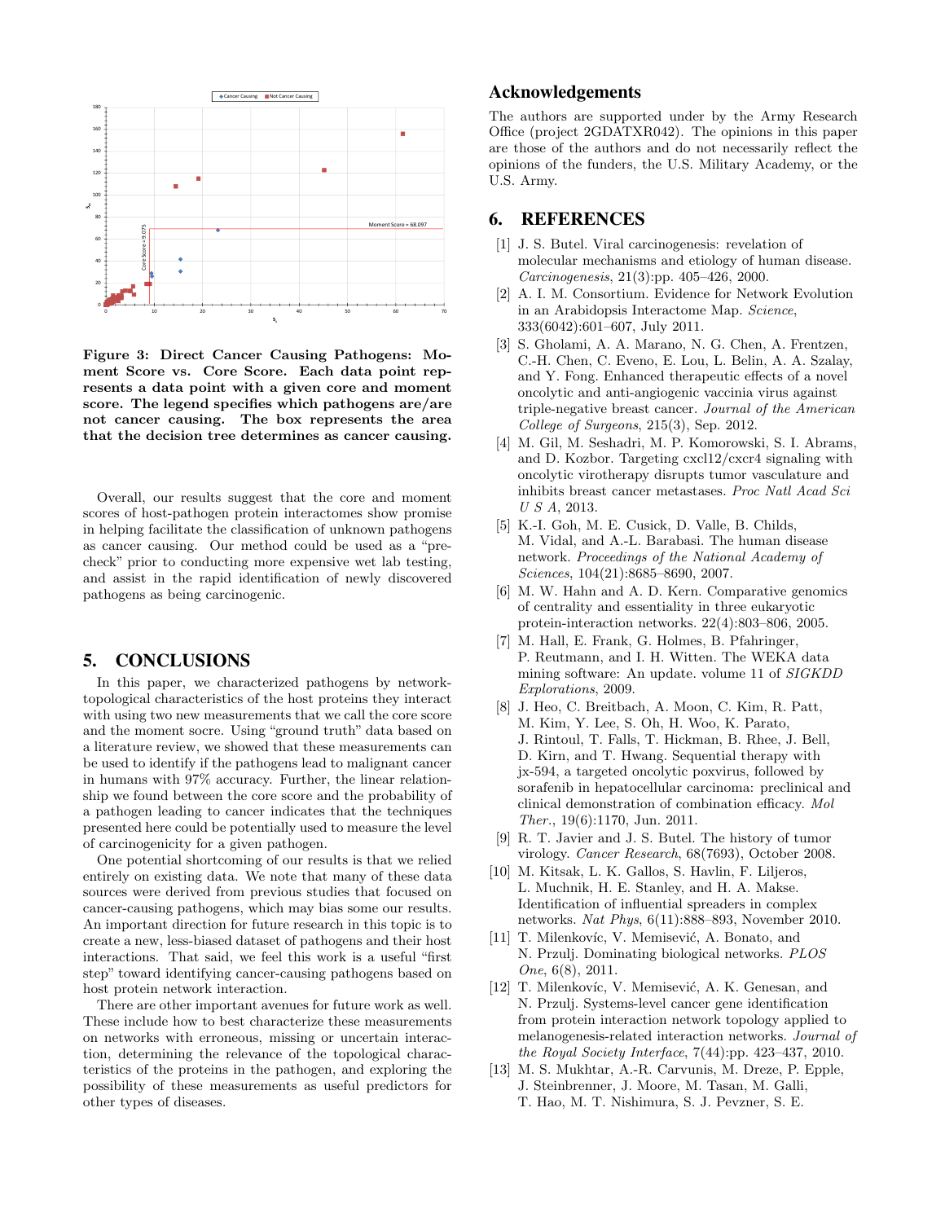**Figure 3: Direct Cancer Causing Pathogens: Moment Score vs. Core Score. Each data point represents a data point with a given core and moment score. The legend specifies which pathogens are/are not cancer causing. The box represents the area that the decision tree determines as cancer causing.**

Overall, our results suggest that the core and moment scores of host-pathogen protein interactomes show promise in helping facilitate the classification of unknown pathogens as cancer causing. Our method could be used as a "pre-check" prior to conducting more expensive wet lab testing, and assist in the rapid identification of newly discovered pathogens as being carcinogenic.

## 5. CONCLUSIONS

In this paper, we characterized pathogens by network-topological characteristics of the host proteins they interact with using two new measurements that we call the core score and the moment socre. Using "ground truth" data based on a literature review, we showed that these measurements can be used to identify if the pathogens lead to malignant cancer in humans with 97% accuracy. Further, the linear relationship we found between the core score and the probability of a pathogen leading to cancer indicates that the techniques presented here could be potentially used to measure the level of carcinogenicity for a given pathogen.

One potential shortcoming of our results is that we relied entirely on existing data. We note that many of these data sources were derived from previous studies that focused on cancer-causing pathogens, which may bias some our results. An important direction for future research in this topic is to create a new, less-biased dataset of pathogens and their host interactions. That said, we feel this work is a useful "first step" toward identifying cancer-causing pathogens based on host protein network interaction.

There are other important avenues for future work as well. These include how to best characterize these measurements on networks with erroneous, missing or uncertain interaction, determining the relevance of the topological characteristics of the proteins in the pathogen, and exploring the possibility of these measurements as useful predictors for other types of diseases.

## Acknowledgements

The authors are supported under by the Army Research Office (project 2GDATXR042). The opinions in this paper are those of the authors and do not necessarily reflect the opinions of the funders, the U.S. Military Academy, or the U.S. Army.

## 6. REFERENCES

[1] J. S. Butel. Viral carcinogenesis: revelation of molecular mechanisms and etiology of human disease. *Carcinogenesis*, 21(3):pp. 405–426, 2000.

[2] A. I. M. Consortium. Evidence for Network Evolution in an Arabidopsis Interactome Map. *Science*, 333(6042):601–607, July 2011.

[3] S. Gholami, A. A. Marano, N. G. Chen, A. Frentzen, C.-H. Chen, C. Eveno, E. Lou, L. Belin, A. A. Szalay, and Y. Fong. Enhanced therapeutic effects of a novel oncolytic and anti-angiogenic vaccinia virus against triple-negative breast cancer. *Journal of the American College of Surgeons*, 215(3), Sep. 2012.

[4] M. Gil, M. Seshadri, M. P. Komorowski, S. I. Abrams, and D. Kozbor. Targeting cxcl12/cxcr4 signaling with oncolytic virotherapy disrupts tumor vasculature and inhibits breast cancer metastases. *Proc Natl Acad Sci U S A*, 2013.

[5] K.-I. Goh, M. E. Cusick, D. Valle, B. Childs, M. Vidal, and A.-L. Barabasi. The human disease network. *Proceedings of the National Academy of Sciences*, 104(21):8685–8690, 2007.

[6] M. W. Hahn and A. D. Kern. Comparative genomics of centrality and essentiality in three eukaryotic protein-interaction networks. 22(4):803–806, 2005.

[7] M. Hall, E. Frank, G. Holmes, B. Pfahringer, P. Reutmann, and I. H. Witten. The WEKA data mining software: An update. volume 11 of *SIGKDD Explorations*, 2009.

[8] J. Heo, C. Breitbach, A. Moon, C. Kim, R. Patt, M. Kim, Y. Lee, S. Oh, H. Woo, K. Parato, J. Rintoul, T. Falls, T. Hickman, B. Rhee, J. Bell, D. Kirn, and T. Hwang. Sequential therapy with jx-594, a targeted oncolytic poxvirus, followed by sorafenib in hepatocellular carcinoma: preclinical and clinical demonstration of combination efficacy. *Mol Ther.*, 19(6):1170, Jun. 2011.

[9] R. T. Javier and J. S. Butel. The history of tumor virology. *Cancer Research*, 68(7693), October 2008.

[10] M. Kitsak, L. K. Gallos, S. Havlin, F. Liljeros, L. Muchnik, H. E. Stanley, and H. A. Makse. Identification of influential spreaders in complex networks. *Nat Phys*, 6(11):888–893, November 2010.

[11] T. Milenkovíc, V. Memisević, A. Bonato, and N. Przulj. Dominating biological networks. *PLOS One*, 6(8), 2011.

[12] T. Milenkovíc, V. Memisević, A. K. Genesan, and N. Przulj. Systems-level cancer gene identification from protein interaction network topology applied to melanogenesis-related interaction networks. *Journal of the Royal Society Interface*, 7(44):pp. 423–437, 2010.

[13] M. S. Mukhtar, A.-R. Carvunis, M. Dreze, P. Epple, J. Steinbrenner, J. Moore, M. Tasan, M. Galli, T. Hao, M. T. Nishimura, S. J. Pevzner, S. E.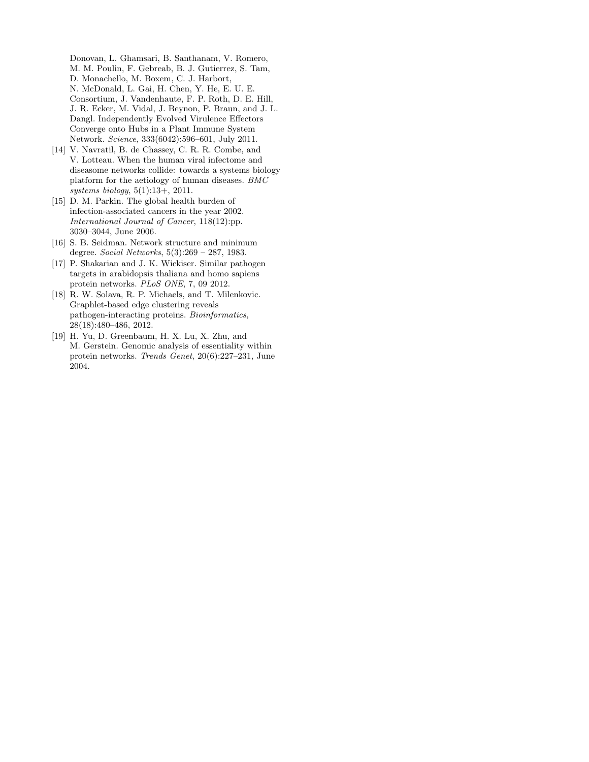Donovan, L. Ghamsari, B. Santhanam, V. Romero, M. M. Poulin, F. Gebreab, B. J. Gutierrez, S. Tam, D. Monachello, M. Boxem, C. J. Harbort, N. McDonald, L. Gai, H. Chen, Y. He, E. U. E. Consortium, J. Vandenhaute, F. P. Roth, D. E. Hill, J. R. Ecker, M. Vidal, J. Beynon, P. Braun, and J. L. Dangl. Independently Evolved Virulence Effectors Converge onto Hubs in a Plant Immune System Network. *Science*, 333(6042):596–601, July 2011.

[14] V. Navratil, B. de Chassey, C. R. R. Combe, and V. Lotteau. When the human viral infectome and diseasome networks collide: towards a systems biology platform for the aetiology of human diseases. *BMC systems biology*, 5(1):13+, 2011.

[15] D. M. Parkin. The global health burden of infection-associated cancers in the year 2002. *International Journal of Cancer*, 118(12):pp. 3030–3044, June 2006.

[16] S. B. Seidman. Network structure and minimum degree. *Social Networks*, 5(3):269 – 287, 1983.

[17] P. Shakarian and J. K. Wickiser. Similar pathogen targets in arabidopsis thaliana and homo sapiens protein networks. *PLoS ONE*, 7, 09 2012.

[18] R. W. Solava, R. P. Michaels, and T. Milenkovic. Graphlet-based edge clustering reveals pathogen-interacting proteins. *Bioinformatics*, 28(18):480–486, 2012.

[19] H. Yu, D. Greenbaum, H. X. Lu, X. Zhu, and M. Gerstein. Genomic analysis of essentiality within protein networks. *Trends Genet*, 20(6):227–231, June 2004.